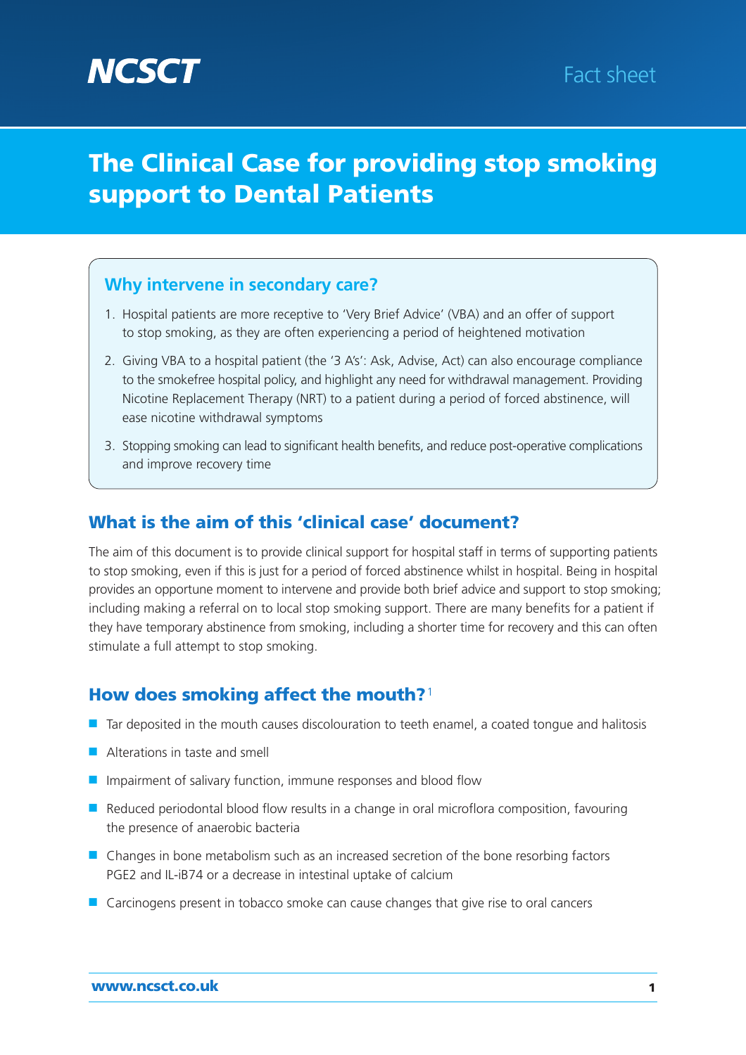NCSCT

Fact sheet

# The Clinical Case for providing stop smoking support to Dental Patients

## Why intervene in secondary care?

1. Hospital patients are more receptive to 'Very Brief Advice' (VBA) and an offer of support to stop smoking, as they are often experiencing a period of heightened motivation
2. Giving VBA to a hospital patient (the '3 A's': Ask, Advise, Act) can also encourage compliance to the smokefree hospital policy, and highlight any need for withdrawal management. Providing Nicotine Replacement Therapy (NRT) to a patient during a period of forced abstinence, will ease nicotine withdrawal symptoms
3. Stopping smoking can lead to significant health benefits, and reduce post-operative complications and improve recovery time

## What is the aim of this 'clinical case' document?

The aim of this document is to provide clinical support for hospital staff in terms of supporting patients to stop smoking, even if this is just for a period of forced abstinence whilst in hospital. Being in hospital provides an opportune moment to intervene and provide both brief advice and support to stop smoking; including making a referral on to local stop smoking support. There are many benefits for a patient if they have temporary abstinence from smoking, including a shorter time for recovery and this can often stimulate a full attempt to stop smoking.

## How does smoking affect the mouth?[1]

- Tar deposited in the mouth causes discolouration to teeth enamel, a coated tongue and halitosis
- Alterations in taste and smell
- Impairment of salivary function, immune responses and blood flow
- Reduced periodontal blood flow results in a change in oral microflora composition, favouring the presence of anaerobic bacteria
- Changes in bone metabolism such as an increased secretion of the bone resorbing factors PGE2 and IL-iB74 or a decrease in intestinal uptake of calcium
- Carcinogens present in tobacco smoke can cause changes that give rise to oral cancers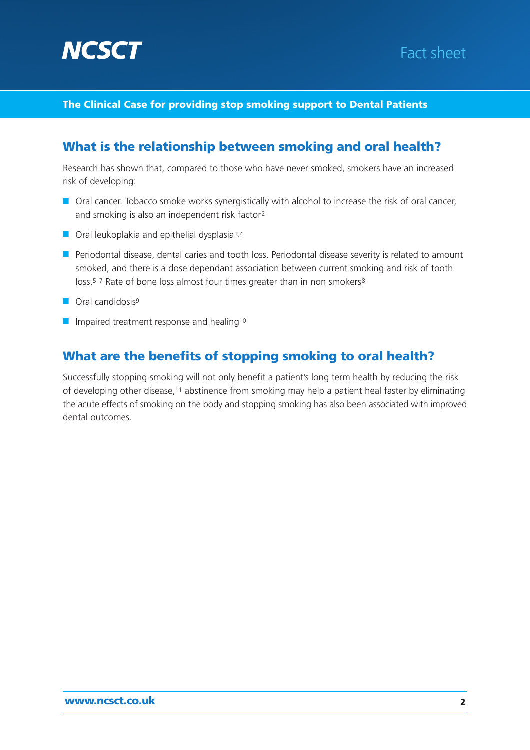**The Clinical Case for providing stop smoking support to Dental Patients**

## What is the relationship between smoking and oral health?

Research has shown that, compared to those who have never smoked, smokers have an increased risk of developing:

- Oral cancer. Tobacco smoke works synergistically with alcohol to increase the risk of oral cancer, and smoking is also an independent risk factor[2]
- Oral leukoplakia and epithelial dysplasia[3,4]
- Periodontal disease, dental caries and tooth loss. Periodontal disease severity is related to amount smoked, and there is a dose dependant association between current smoking and risk of tooth loss.[5–7] Rate of bone loss almost four times greater than in non smokers[8]
- Oral candidosis[9]
- Impaired treatment response and healing[10]

## What are the benefits of stopping smoking to oral health?

Successfully stopping smoking will not only benefit a patient's long term health by reducing the risk of developing other disease,[11] abstinence from smoking may help a patient heal faster by eliminating the acute effects of smoking on the body and stopping smoking has also been associated with improved dental outcomes.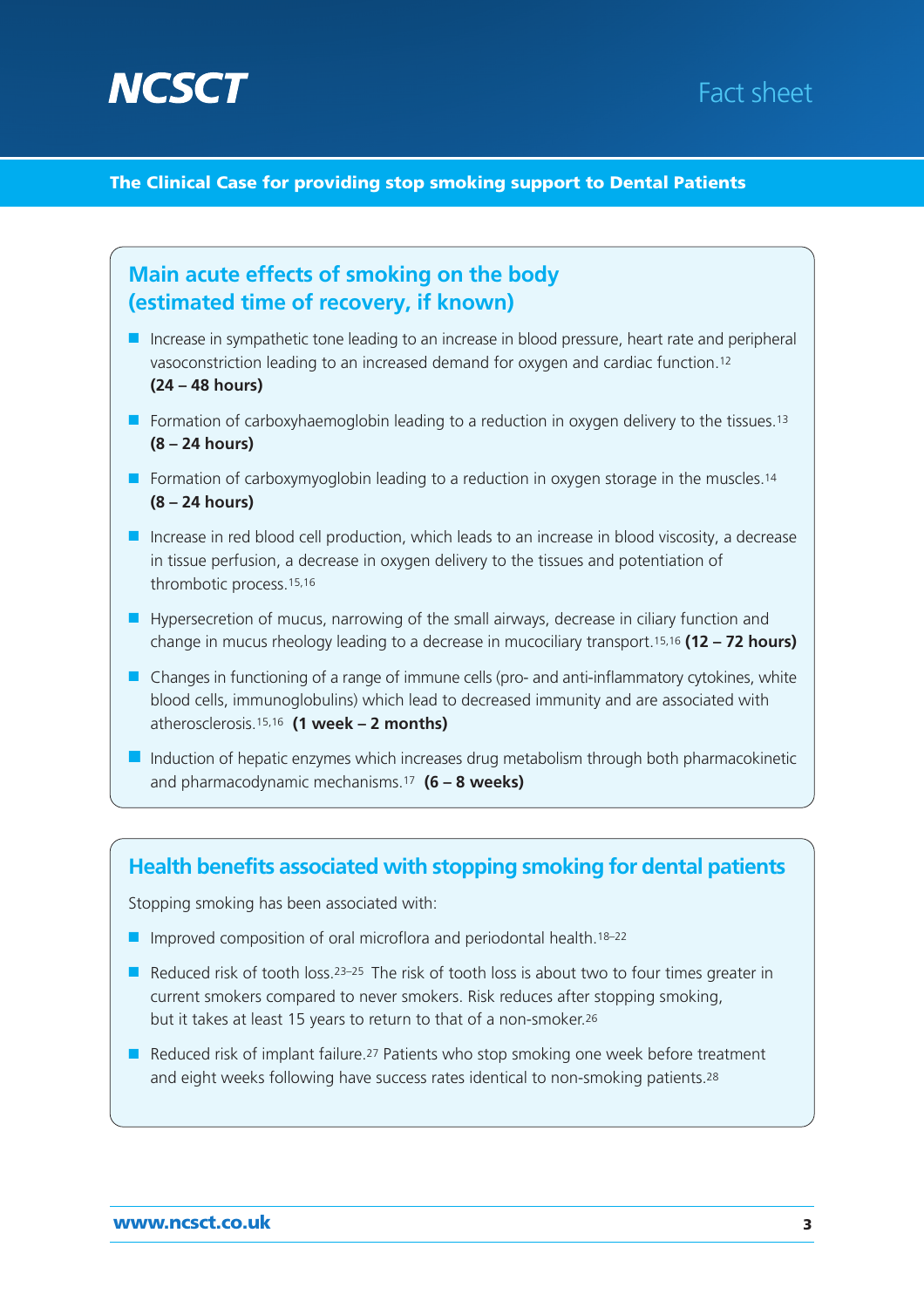## Main acute effects of smoking on the body (estimated time of recovery, if known)

- Increase in sympathetic tone leading to an increase in blood pressure, heart rate and peripheral vasoconstriction leading to an increased demand for oxygen and cardiac function.[12] **(24 – 48 hours)**
- Formation of carboxyhaemoglobin leading to a reduction in oxygen delivery to the tissues.[13] **(8 – 24 hours)**
- Formation of carboxymyoglobin leading to a reduction in oxygen storage in the muscles.[14] **(8 – 24 hours)**
- Increase in red blood cell production, which leads to an increase in blood viscosity, a decrease in tissue perfusion, a decrease in oxygen delivery to the tissues and potentiation of thrombotic process.[15,16]
- Hypersecretion of mucus, narrowing of the small airways, decrease in ciliary function and change in mucus rheology leading to a decrease in mucociliary transport.[15,16] **(12 – 72 hours)**
- Changes in functioning of a range of immune cells (pro- and anti-inflammatory cytokines, white blood cells, immunoglobulins) which lead to decreased immunity and are associated with atherosclerosis.[15,16] **(1 week – 2 months)**
- Induction of hepatic enzymes which increases drug metabolism through both pharmacokinetic and pharmacodynamic mechanisms.[17] **(6 – 8 weeks)**

## Health benefits associated with stopping smoking for dental patients

Stopping smoking has been associated with:

- Improved composition of oral microflora and periodontal health.[18–22]
- Reduced risk of tooth loss.[23–25] The risk of tooth loss is about two to four times greater in current smokers compared to never smokers. Risk reduces after stopping smoking, but it takes at least 15 years to return to that of a non-smoker.[26]
- Reduced risk of implant failure.[27] Patients who stop smoking one week before treatment and eight weeks following have success rates identical to non-smoking patients.[28]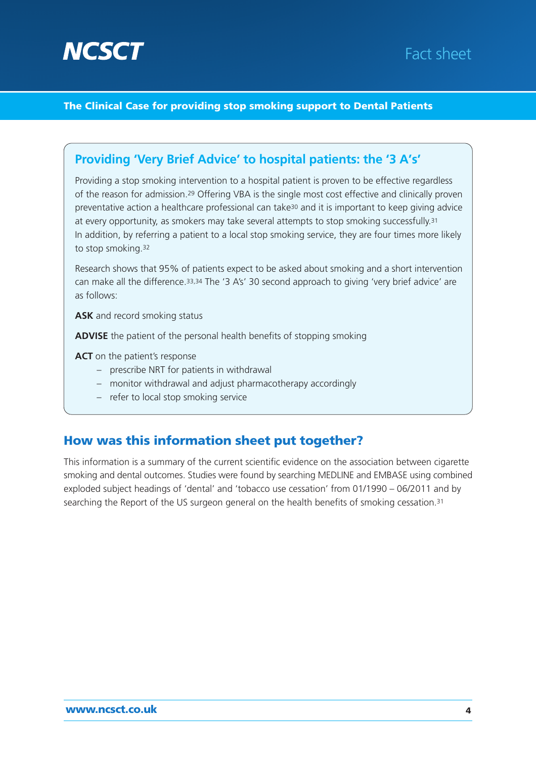## Providing 'Very Brief Advice' to hospital patients: the '3 A's'

Providing a stop smoking intervention to a hospital patient is proven to be effective regardless of the reason for admission.[29] Offering VBA is the single most cost effective and clinically proven preventative action a healthcare professional can take[30] and it is important to keep giving advice at every opportunity, as smokers may take several attempts to stop smoking successfully.[31] In addition, by referring a patient to a local stop smoking service, they are four times more likely to stop smoking.[32]

Research shows that 95% of patients expect to be asked about smoking and a short intervention can make all the difference.[33,34] The '3 A's' 30 second approach to giving 'very brief advice' are as follows:

**ASK** and record smoking status

**ADVISE** the patient of the personal health benefits of stopping smoking

**ACT** on the patient's response

- prescribe NRT for patients in withdrawal
- monitor withdrawal and adjust pharmacotherapy accordingly
- refer to local stop smoking service

## How was this information sheet put together?

This information is a summary of the current scientific evidence on the association between cigarette smoking and dental outcomes. Studies were found by searching MEDLINE and EMBASE using combined exploded subject headings of 'dental' and 'tobacco use cessation' from 01/1990 – 06/2011 and by searching the Report of the US surgeon general on the health benefits of smoking cessation.[31]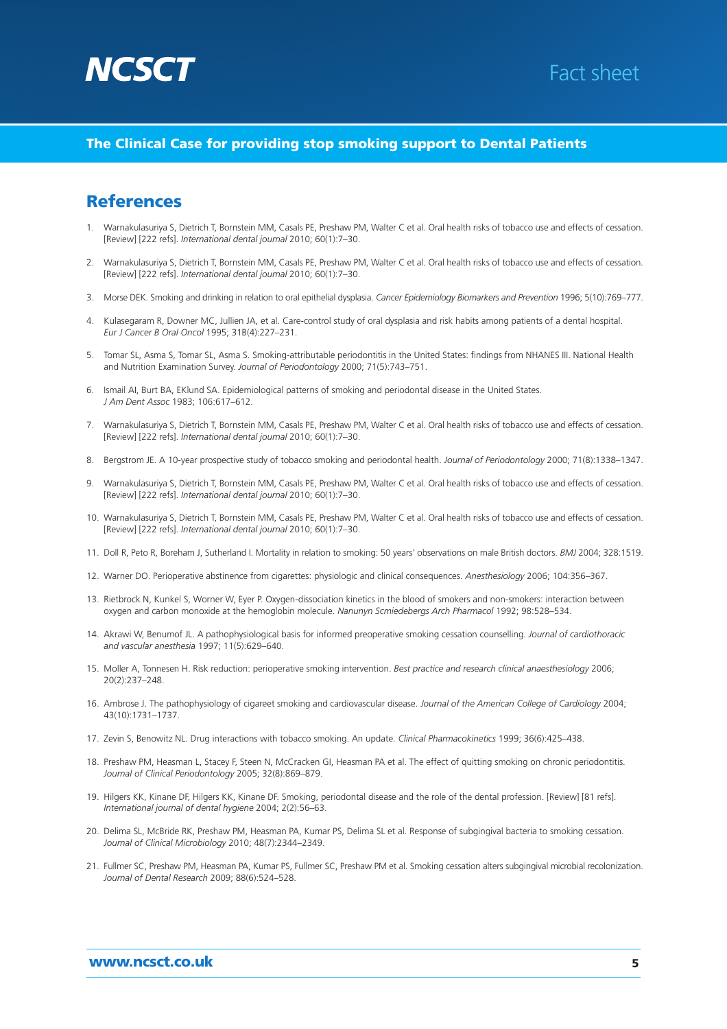## The Clinical Case for providing stop smoking support to Dental Patients

## References

1. Warnakulasuriya S, Dietrich T, Bornstein MM, Casals PE, Preshaw PM, Walter C et al. Oral health risks of tobacco use and effects of cessation. [Review] [222 refs]. *International dental journal* 2010; 60(1):7–30.

2. Warnakulasuriya S, Dietrich T, Bornstein MM, Casals PE, Preshaw PM, Walter C et al. Oral health risks of tobacco use and effects of cessation. [Review] [222 refs]. *International dental journal* 2010; 60(1):7–30.

3. Morse DEK. Smoking and drinking in relation to oral epithelial dysplasia. *Cancer Epidemiology Biomarkers and Prevention* 1996; 5(10):769–777.

4. Kulasegaram R, Downer MC, Jullien JA, et al. Care-control study of oral dysplasia and risk habits among patients of a dental hospital. *Eur J Cancer B Oral Oncol* 1995; 31B(4):227–231.

5. Tomar SL, Asma S, Tomar SL, Asma S. Smoking-attributable periodontitis in the United States: findings from NHANES III. National Health and Nutrition Examination Survey. *Journal of Periodontology* 2000; 71(5):743–751.

6. Ismail AI, Burt BA, EKlund SA. Epidemiological patterns of smoking and periodontal disease in the United States. *J Am Dent Assoc* 1983; 106:617–612.

7. Warnakulasuriya S, Dietrich T, Bornstein MM, Casals PE, Preshaw PM, Walter C et al. Oral health risks of tobacco use and effects of cessation. [Review] [222 refs]. *International dental journal* 2010; 60(1):7–30.

8. Bergstrom JE. A 10-year prospective study of tobacco smoking and periodontal health. *Journal of Periodontology* 2000; 71(8):1338–1347.

9. Warnakulasuriya S, Dietrich T, Bornstein MM, Casals PE, Preshaw PM, Walter C et al. Oral health risks of tobacco use and effects of cessation. [Review] [222 refs]. *International dental journal* 2010; 60(1):7–30.

10. Warnakulasuriya S, Dietrich T, Bornstein MM, Casals PE, Preshaw PM, Walter C et al. Oral health risks of tobacco use and effects of cessation. [Review] [222 refs]. *International dental journal* 2010; 60(1):7–30.

11. Doll R, Peto R, Boreham J, Sutherland I. Mortality in relation to smoking: 50 years' observations on male British doctors. *BMJ* 2004; 328:1519.

12. Warner DO. Perioperative abstinence from cigarettes: physiologic and clinical consequences. *Anesthesiology* 2006; 104:356–367.

13. Rietbrock N, Kunkel S, Worner W, Eyer P. Oxygen-dissociation kinetics in the blood of smokers and non-smokers: interaction between oxygen and carbon monoxide at the hemoglobin molecule. *Nanunyn Scmiedebergs Arch Pharmacol* 1992; 98:528–534.

14. Akrawi W, Benumof JL. A pathophysiological basis for informed preoperative smoking cessation counselling. *Journal of cardiothoracic and vascular anesthesia* 1997; 11(5):629–640.

15. Moller A, Tonnesen H. Risk reduction: perioperative smoking intervention. *Best practice and research clinical anaesthesiology* 2006; 20(2):237–248.

16. Ambrose J. The pathophysiology of cigareet smoking and cardiovascular disease. *Journal of the American College of Cardiology* 2004; 43(10):1731–1737.

17. Zevin S, Benowitz NL. Drug interactions with tobacco smoking. An update. *Clinical Pharmacokinetics* 1999; 36(6):425–438.

18. Preshaw PM, Heasman L, Stacey F, Steen N, McCracken GI, Heasman PA et al. The effect of quitting smoking on chronic periodontitis. *Journal of Clinical Periodontology* 2005; 32(8):869–879.

19. Hilgers KK, Kinane DF, Hilgers KK, Kinane DF. Smoking, periodontal disease and the role of the dental profession. [Review] [81 refs]. *International journal of dental hygiene* 2004; 2(2):56–63.

20. Delima SL, McBride RK, Preshaw PM, Heasman PA, Kumar PS, Delima SL et al. Response of subgingival bacteria to smoking cessation. *Journal of Clinical Microbiology* 2010; 48(7):2344–2349.

21. Fullmer SC, Preshaw PM, Heasman PA, Kumar PS, Fullmer SC, Preshaw PM et al. Smoking cessation alters subgingival microbial recolonization. *Journal of Dental Research* 2009; 88(6):524–528.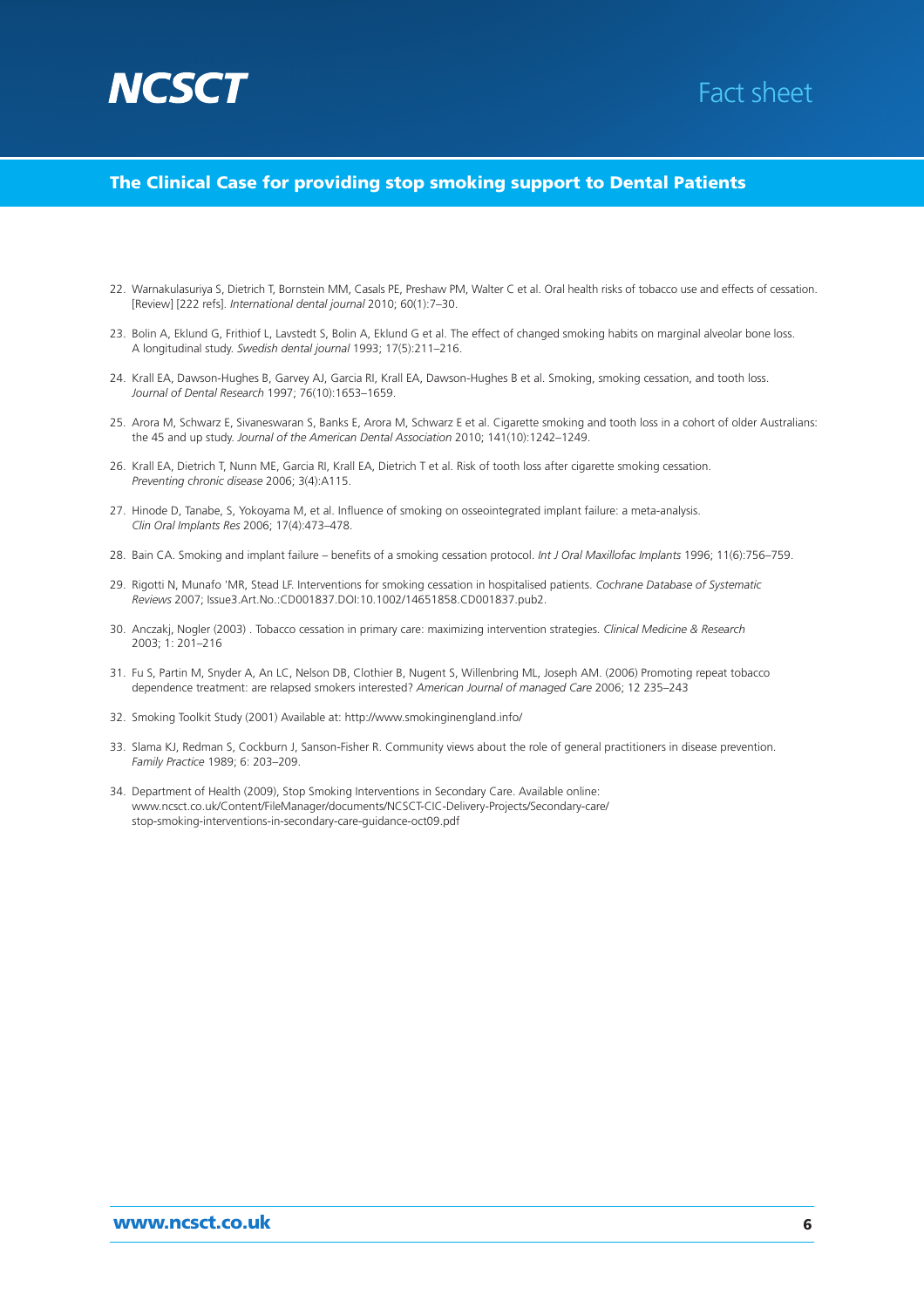22. Warnakulasuriya S, Dietrich T, Bornstein MM, Casals PE, Preshaw PM, Walter C et al. Oral health risks of tobacco use and effects of cessation. [Review] [222 refs]. *International dental journal* 2010; 60(1):7–30.

23. Bolin A, Eklund G, Frithiof L, Lavstedt S, Bolin A, Eklund G et al. The effect of changed smoking habits on marginal alveolar bone loss. A longitudinal study. *Swedish dental journal* 1993; 17(5):211–216.

24. Krall EA, Dawson-Hughes B, Garvey AJ, Garcia RI, Krall EA, Dawson-Hughes B et al. Smoking, smoking cessation, and tooth loss. *Journal of Dental Research* 1997; 76(10):1653–1659.

25. Arora M, Schwarz E, Sivaneswaran S, Banks E, Arora M, Schwarz E et al. Cigarette smoking and tooth loss in a cohort of older Australians: the 45 and up study. *Journal of the American Dental Association* 2010; 141(10):1242–1249.

26. Krall EA, Dietrich T, Nunn ME, Garcia RI, Krall EA, Dietrich T et al. Risk of tooth loss after cigarette smoking cessation. *Preventing chronic disease* 2006; 3(4):A115.

27. Hinode D, Tanabe, S, Yokoyama M, et al. Influence of smoking on osseointegrated implant failure: a meta-analysis. *Clin Oral Implants Res* 2006; 17(4):473–478.

28. Bain CA. Smoking and implant failure – benefits of a smoking cessation protocol. *Int J Oral Maxillofac Implants* 1996; 11(6):756–759.

29. Rigotti N, Munafo 'MR, Stead LF. Interventions for smoking cessation in hospitalised patients. *Cochrane Database of Systematic Reviews* 2007; Issue3.Art.No.:CD001837.DOI:10.1002/14651858.CD001837.pub2.

30. Anczakj, Nogler (2003) . Tobacco cessation in primary care: maximizing intervention strategies. *Clinical Medicine & Research* 2003; 1: 201–216

31. Fu S, Partin M, Snyder A, An LC, Nelson DB, Clothier B, Nugent S, Willenbring ML, Joseph AM. (2006) Promoting repeat tobacco dependence treatment: are relapsed smokers interested? *American Journal of managed Care* 2006; 12 235–243

32. Smoking Toolkit Study (2001) Available at: http://www.smokinginengland.info/

33. Slama KJ, Redman S, Cockburn J, Sanson-Fisher R. Community views about the role of general practitioners in disease prevention. *Family Practice* 1989; 6: 203–209.

34. Department of Health (2009), Stop Smoking Interventions in Secondary Care. Available online: www.ncsct.co.uk/Content/FileManager/documents/NCSCT-CIC-Delivery-Projects/Secondary-care/stop-smoking-interventions-in-secondary-care-guidance-oct09.pdf